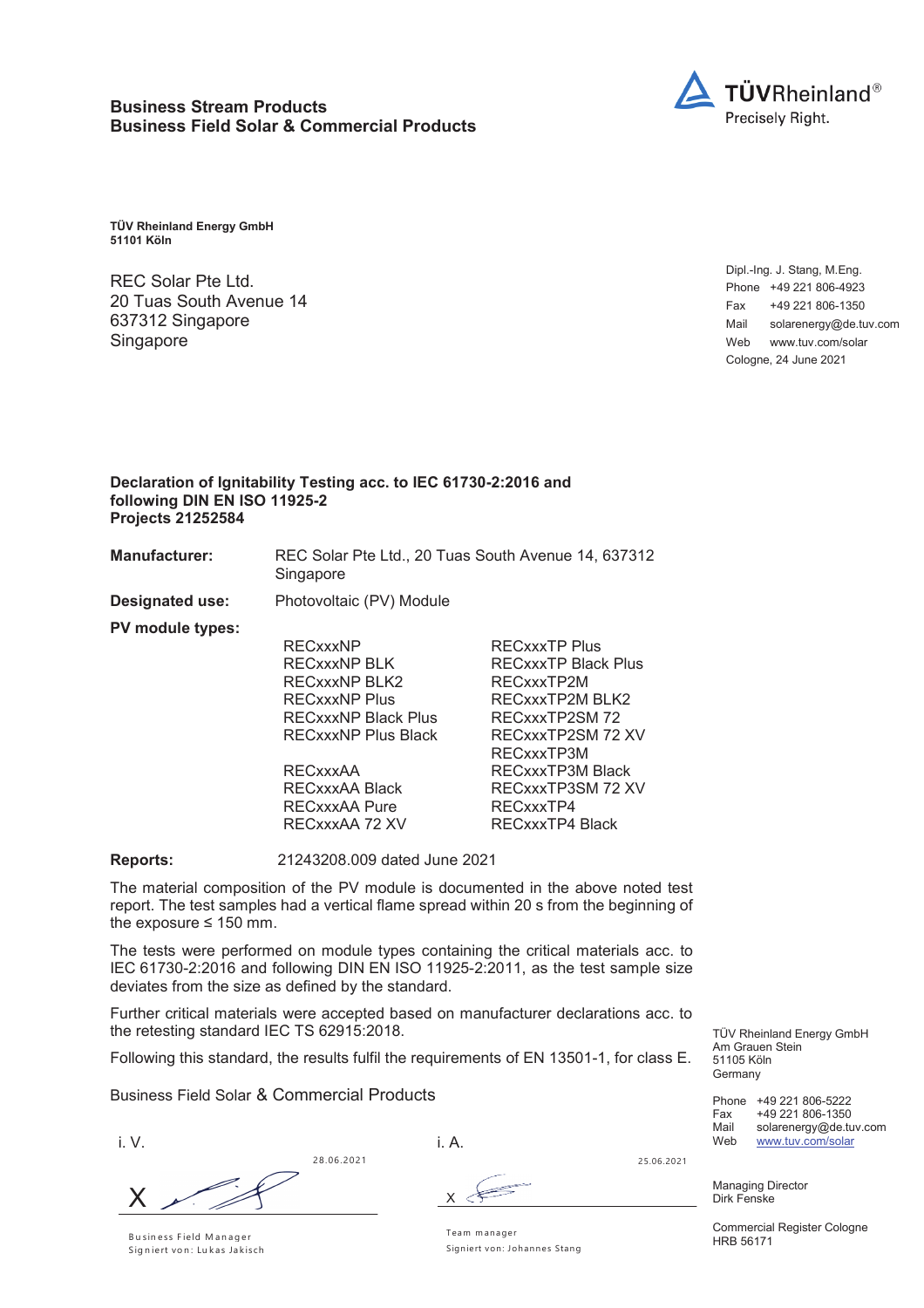**Business Stream Products**
**Business Field Solar & Commercial Products**

TÜVRheinland®
Precisely Right.

**TÜV Rheinland Energy GmbH**
**51101 Köln**

REC Solar Pte Ltd.
20 Tuas South Avenue 14
637312 Singapore
Singapore

Dipl.-Ing. J. Stang, M.Eng.
Phone +49 221 806-4923
Fax +49 221 806-1350
Mail solarenergy@de.tuv.com
Web www.tuv.com/solar
Cologne, 24 June 2021

**Declaration of Ignitability Testing acc. to IEC 61730-2:2016 and following DIN EN ISO 11925-2**
**Projects 21252584**

**Manufacturer:** REC Solar Pte Ltd., 20 Tuas South Avenue 14, 637312 Singapore

**Designated use:** Photovoltaic (PV) Module

**PV module types:**

| | |
|---|---|
| RECxxxNP | RECxxxTP Plus |
| RECxxxNP BLK | RECxxxTP Black Plus |
| RECxxxNP BLK2 | RECxxxTP2M |
| RECxxxNP Plus | RECxxxTP2M BLK2 |
| RECxxxNP Black Plus | RECxxxTP2SM 72 |
| RECxxxNP Plus Black | RECxxxTP2SM 72 XV |
| | RECxxxTP3M |
| RECxxxAA | RECxxxTP3M Black |
| RECxxxAA Black | RECxxxTP3SM 72 XV |
| RECxxxAA Pure | RECxxxTP4 |
| RECxxxAA 72 XV | RECxxxTP4 Black |

**Reports:** 21243208.009 dated June 2021

The material composition of the PV module is documented in the above noted test report. The test samples had a vertical flame spread within 20 s from the beginning of the exposure ≤ 150 mm.

The tests were performed on module types containing the critical materials acc. to IEC 61730-2:2016 and following DIN EN ISO 11925-2:2011, as the test sample size deviates from the size as defined by the standard.

Further critical materials were accepted based on manufacturer declarations acc. to the retesting standard IEC TS 62915:2018.

Following this standard, the results fulfil the requirements of EN 13501-1, for class E.

Business Field Solar & Commercial Products

i. V.

28.06.2021

X

Business Field Manager
Signiert von: Lukas Jakisch

i. A.

25.06.2021

X

Team manager
Signiert von: Johannes Stang

TÜV Rheinland Energy GmbH
Am Grauen Stein
51105 Köln
Germany

Phone +49 221 806-5222
Fax +49 221 806-1350
Mail solarenergy@de.tuv.com
Web www.tuv.com/solar

Managing Director
Dirk Fenske

Commercial Register Cologne
HRB 56171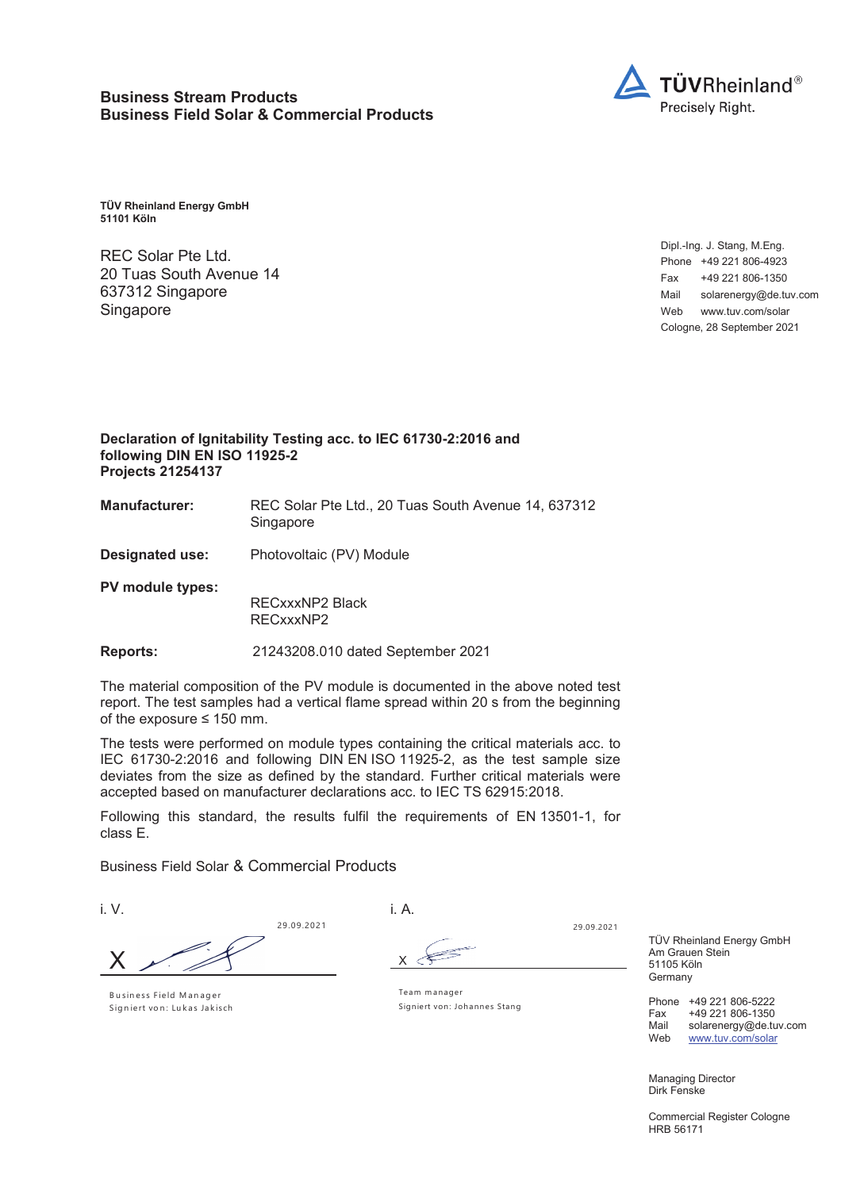**Business Stream Products**
**Business Field Solar & Commercial Products**

TÜVRheinland®
Precisely Right.

**TÜV Rheinland Energy GmbH**
**51101 Köln**

REC Solar Pte Ltd.
20 Tuas South Avenue 14
637312 Singapore
Singapore

Dipl.-Ing. J. Stang, M.Eng.
Phone +49 221 806-4923
Fax +49 221 806-1350
Mail solarenergy@de.tuv.com
Web www.tuv.com/solar
Cologne, 28 September 2021

**Declaration of Ignitability Testing acc. to IEC 61730-2:2016 and following DIN EN ISO 11925-2**
**Projects 21254137**

| | |
|---|---|
| **Manufacturer:** | REC Solar Pte Ltd., 20 Tuas South Avenue 14, 637312 Singapore |
| **Designated use:** | Photovoltaic (PV) Module |
| **PV module types:** | RECxxxNP2 Black<br>RECxxxNP2 |
| **Reports:** | 21243208.010 dated September 2021 |

The material composition of the PV module is documented in the above noted test report. The test samples had a vertical flame spread within 20 s from the beginning of the exposure ≤ 150 mm.

The tests were performed on module types containing the critical materials acc. to IEC 61730-2:2016 and following DIN EN ISO 11925-2, as the test sample size deviates from the size as defined by the standard. Further critical materials were accepted based on manufacturer declarations acc. to IEC TS 62915:2018.

Following this standard, the results fulfil the requirements of EN 13501-1, for class E.

Business Field Solar & Commercial Products

i. V.

29.09.2021

X

Business Field Manager
Signiert von: Lukas Jakisch

i. A.

29.09.2021

X

Team manager
Signiert von: Johannes Stang

TÜV Rheinland Energy GmbH
Am Grauen Stein
51105 Köln
Germany

Phone +49 221 806-5222
Fax +49 221 806-1350
Mail solarenergy@de.tuv.com
Web www.tuv.com/solar

Managing Director
Dirk Fenske

Commercial Register Cologne
HRB 56171